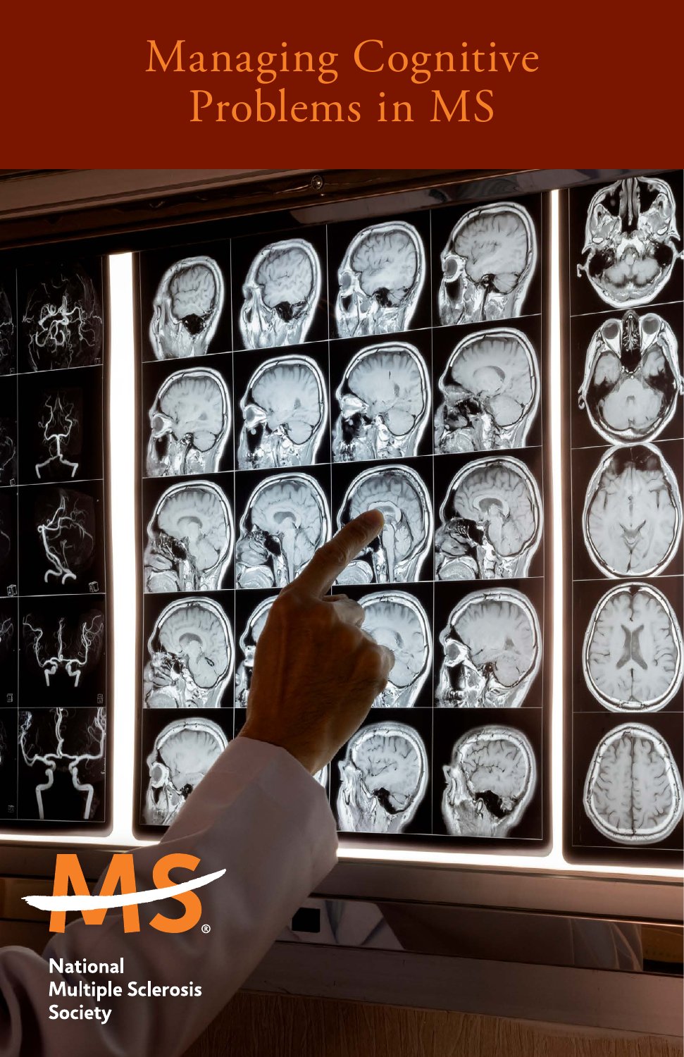# Managing Cognitive Problems in MS

National Multiple Sclerosis Society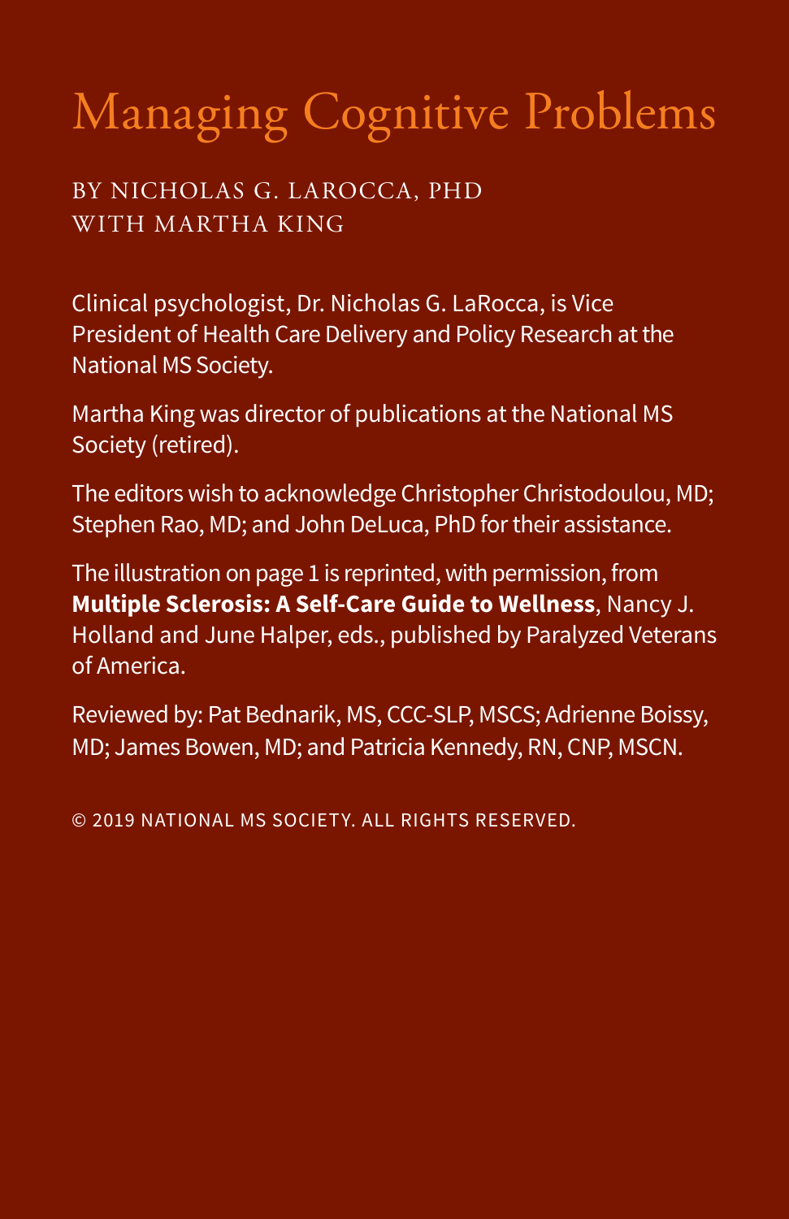# Managing Cognitive Problems

BY NICHOLAS G. LAROCCA, PHD
WITH MARTHA KING

Clinical psychologist, Dr. Nicholas G. LaRocca, is Vice President of Health Care Delivery and Policy Research at the National MS Society.

Martha King was director of publications at the National MS Society (retired).

The editors wish to acknowledge Christopher Christodoulou, MD; Stephen Rao, MD; and John DeLuca, PhD for their assistance.

The illustration on page 1 is reprinted, with permission, from **Multiple Sclerosis: A Self-Care Guide to Wellness**, Nancy J. Holland and June Halper, eds., published by Paralyzed Veterans of America.

Reviewed by: Pat Bednarik, MS, CCC-SLP, MSCS; Adrienne Boissy, MD; James Bowen, MD; and Patricia Kennedy, RN, CNP, MSCN.

© 2019 NATIONAL MS SOCIETY. ALL RIGHTS RESERVED.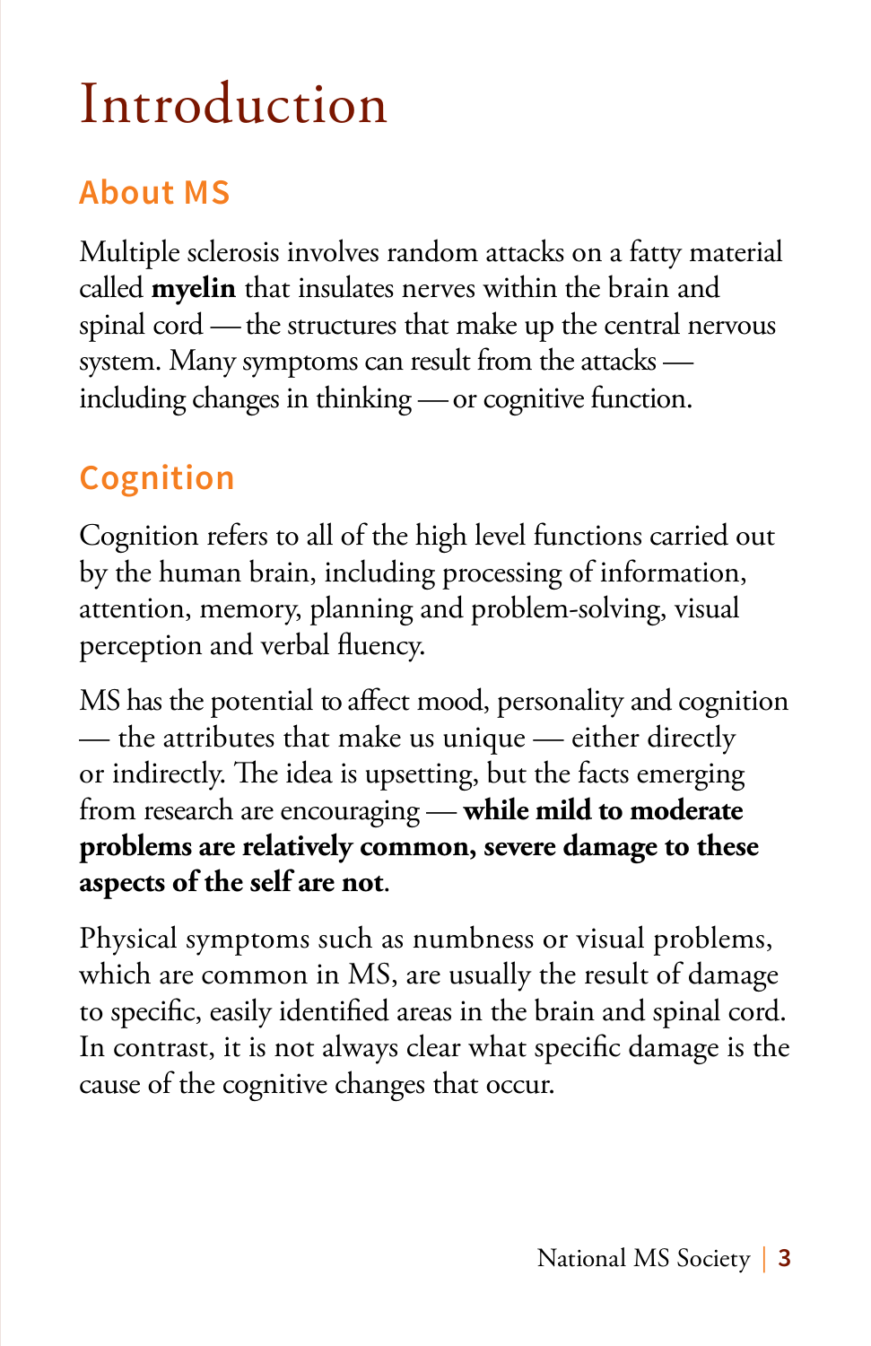# Introduction

## About MS

Multiple sclerosis involves random attacks on a fatty material called **myelin** that insulates nerves within the brain and spinal cord — the structures that make up the central nervous system. Many symptoms can result from the attacks — including changes in thinking — or cognitive function.

## Cognition

Cognition refers to all of the high level functions carried out by the human brain, including processing of information, attention, memory, planning and problem-solving, visual perception and verbal fluency.

MS has the potential to affect mood, personality and cognition — the attributes that make us unique — either directly or indirectly. The idea is upsetting, but the facts emerging from research are encouraging — **while mild to moderate problems are relatively common, severe damage to these aspects of the self are not**.

Physical symptoms such as numbness or visual problems, which are common in MS, are usually the result of damage to specific, easily identified areas in the brain and spinal cord. In contrast, it is not always clear what specific damage is the cause of the cognitive changes that occur.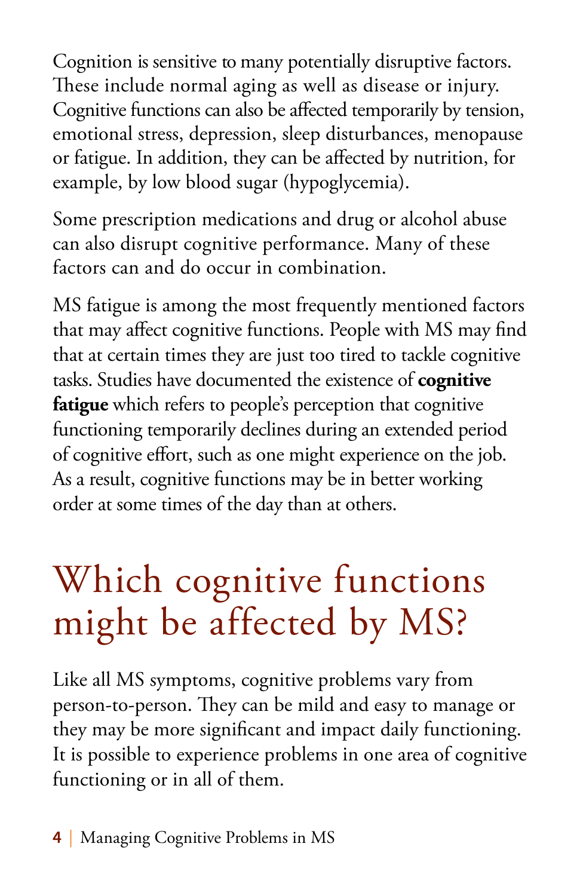Cognition is sensitive to many potentially disruptive factors. These include normal aging as well as disease or injury. Cognitive functions can also be affected temporarily by tension, emotional stress, depression, sleep disturbances, menopause or fatigue. In addition, they can be affected by nutrition, for example, by low blood sugar (hypoglycemia).

Some prescription medications and drug or alcohol abuse can also disrupt cognitive performance. Many of these factors can and do occur in combination.

MS fatigue is among the most frequently mentioned factors that may affect cognitive functions. People with MS may find that at certain times they are just too tired to tackle cognitive tasks. Studies have documented the existence of **cognitive fatigue** which refers to people's perception that cognitive functioning temporarily declines during an extended period of cognitive effort, such as one might experience on the job. As a result, cognitive functions may be in better working order at some times of the day than at others.

# Which cognitive functions might be affected by MS?

Like all MS symptoms, cognitive problems vary from person-to-person. They can be mild and easy to manage or they may be more significant and impact daily functioning. It is possible to experience problems in one area of cognitive functioning or in all of them.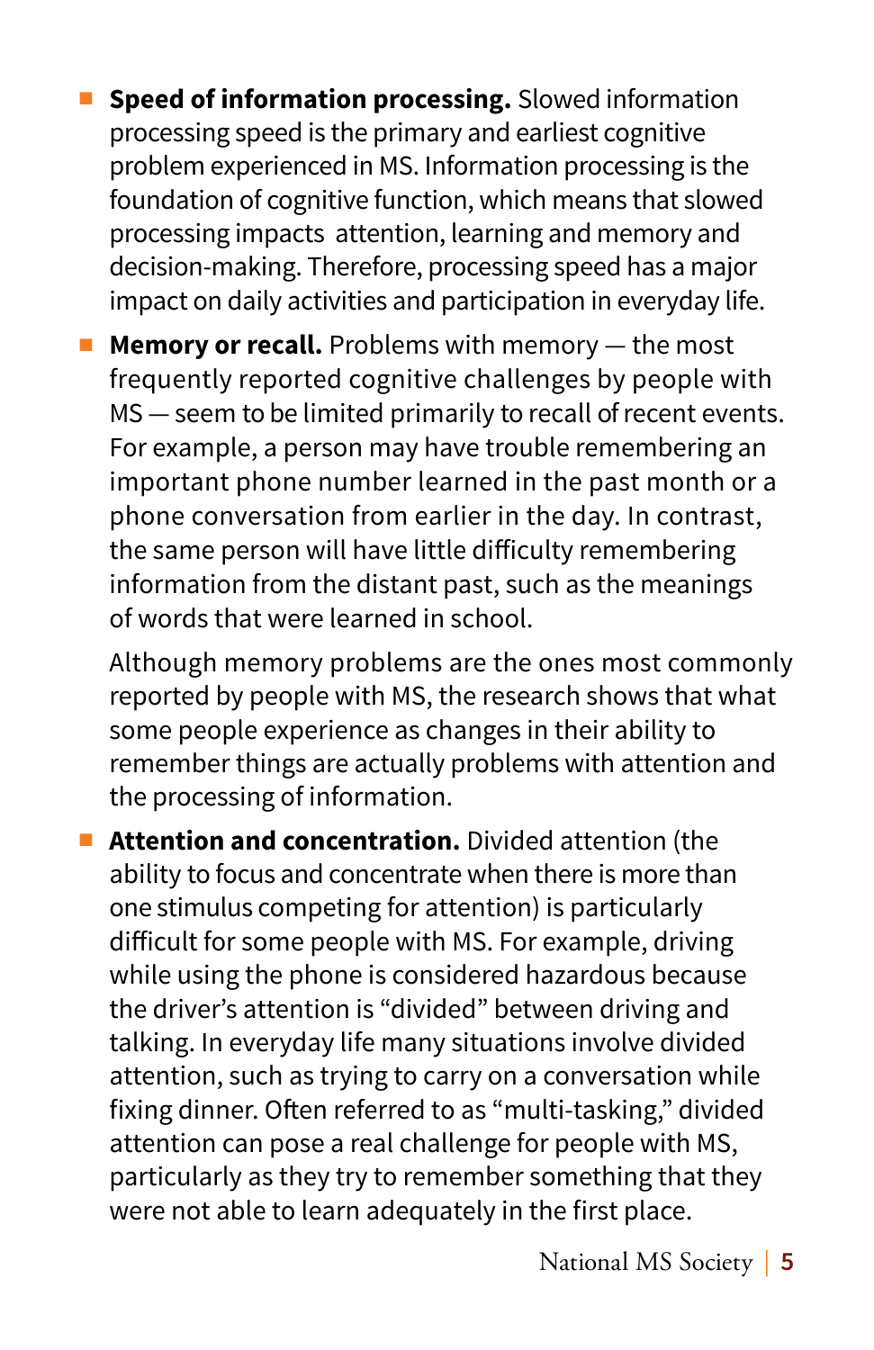- **Speed of information processing.** Slowed information processing speed is the primary and earliest cognitive problem experienced in MS. Information processing is the foundation of cognitive function, which means that slowed processing impacts attention, learning and memory and decision-making. Therefore, processing speed has a major impact on daily activities and participation in everyday life.

- **Memory or recall.** Problems with memory — the most frequently reported cognitive challenges by people with MS — seem to be limited primarily to recall of recent events. For example, a person may have trouble remembering an important phone number learned in the past month or a phone conversation from earlier in the day. In contrast, the same person will have little difficulty remembering information from the distant past, such as the meanings of words that were learned in school.

  Although memory problems are the ones most commonly reported by people with MS, the research shows that what some people experience as changes in their ability to remember things are actually problems with attention and the processing of information.

- **Attention and concentration.** Divided attention (the ability to focus and concentrate when there is more than one stimulus competing for attention) is particularly difficult for some people with MS. For example, driving while using the phone is considered hazardous because the driver's attention is "divided" between driving and talking. In everyday life many situations involve divided attention, such as trying to carry on a conversation while fixing dinner. Often referred to as "multi-tasking," divided attention can pose a real challenge for people with MS, particularly as they try to remember something that they were not able to learn adequately in the first place.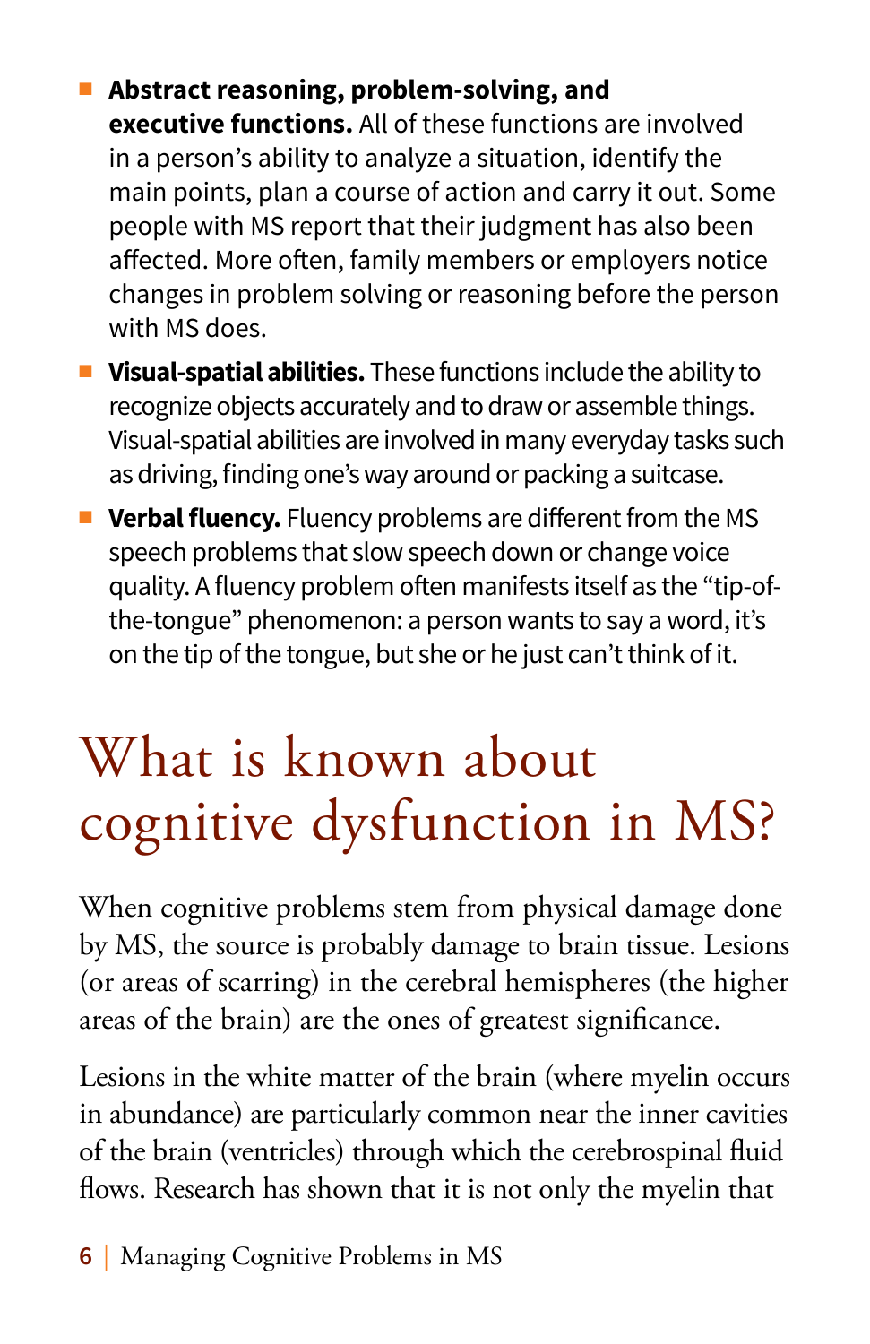- **Abstract reasoning, problem-solving, and executive functions.** All of these functions are involved in a person's ability to analyze a situation, identify the main points, plan a course of action and carry it out. Some people with MS report that their judgment has also been affected. More often, family members or employers notice changes in problem solving or reasoning before the person with MS does.
- **Visual-spatial abilities.** These functions include the ability to recognize objects accurately and to draw or assemble things. Visual-spatial abilities are involved in many everyday tasks such as driving, finding one's way around or packing a suitcase.
- **Verbal fluency.** Fluency problems are different from the MS speech problems that slow speech down or change voice quality. A fluency problem often manifests itself as the "tip-of-the-tongue" phenomenon: a person wants to say a word, it's on the tip of the tongue, but she or he just can't think of it.

# What is known about cognitive dysfunction in MS?

When cognitive problems stem from physical damage done by MS, the source is probably damage to brain tissue. Lesions (or areas of scarring) in the cerebral hemispheres (the higher areas of the brain) are the ones of greatest significance.

Lesions in the white matter of the brain (where myelin occurs in abundance) are particularly common near the inner cavities of the brain (ventricles) through which the cerebrospinal fluid flows. Research has shown that it is not only the myelin that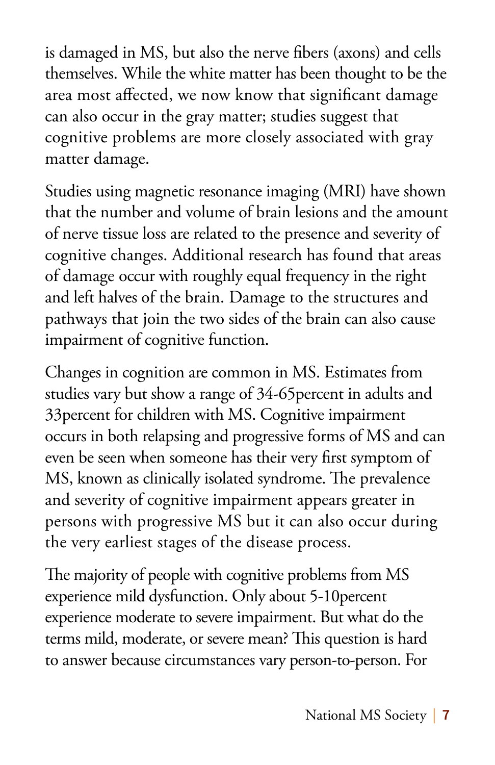is damaged in MS, but also the nerve fibers (axons) and cells themselves. While the white matter has been thought to be the area most affected, we now know that significant damage can also occur in the gray matter; studies suggest that cognitive problems are more closely associated with gray matter damage.

Studies using magnetic resonance imaging (MRI) have shown that the number and volume of brain lesions and the amount of nerve tissue loss are related to the presence and severity of cognitive changes. Additional research has found that areas of damage occur with roughly equal frequency in the right and left halves of the brain. Damage to the structures and pathways that join the two sides of the brain can also cause impairment of cognitive function.

Changes in cognition are common in MS. Estimates from studies vary but show a range of 34-65percent in adults and 33percent for children with MS. Cognitive impairment occurs in both relapsing and progressive forms of MS and can even be seen when someone has their very first symptom of MS, known as clinically isolated syndrome. The prevalence and severity of cognitive impairment appears greater in persons with progressive MS but it can also occur during the very earliest stages of the disease process.

The majority of people with cognitive problems from MS experience mild dysfunction. Only about 5-10percent experience moderate to severe impairment. But what do the terms mild, moderate, or severe mean? This question is hard to answer because circumstances vary person-to-person. For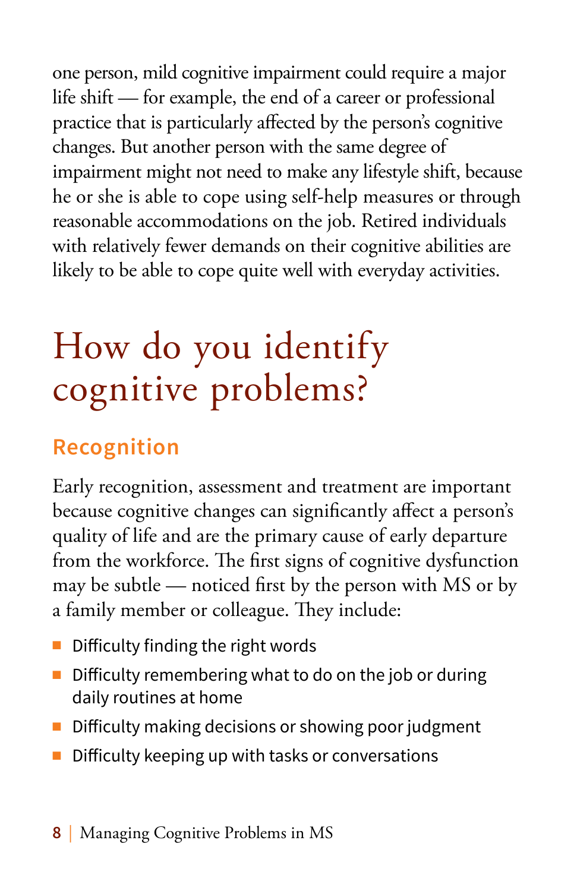one person, mild cognitive impairment could require a major life shift — for example, the end of a career or professional practice that is particularly affected by the person's cognitive changes. But another person with the same degree of impairment might not need to make any lifestyle shift, because he or she is able to cope using self-help measures or through reasonable accommodations on the job. Retired individuals with relatively fewer demands on their cognitive abilities are likely to be able to cope quite well with everyday activities.

# How do you identify cognitive problems?

## Recognition

Early recognition, assessment and treatment are important because cognitive changes can significantly affect a person's quality of life and are the primary cause of early departure from the workforce. The first signs of cognitive dysfunction may be subtle — noticed first by the person with MS or by a family member or colleague. They include:

- Difficulty finding the right words
- Difficulty remembering what to do on the job or during daily routines at home
- Difficulty making decisions or showing poor judgment
- Difficulty keeping up with tasks or conversations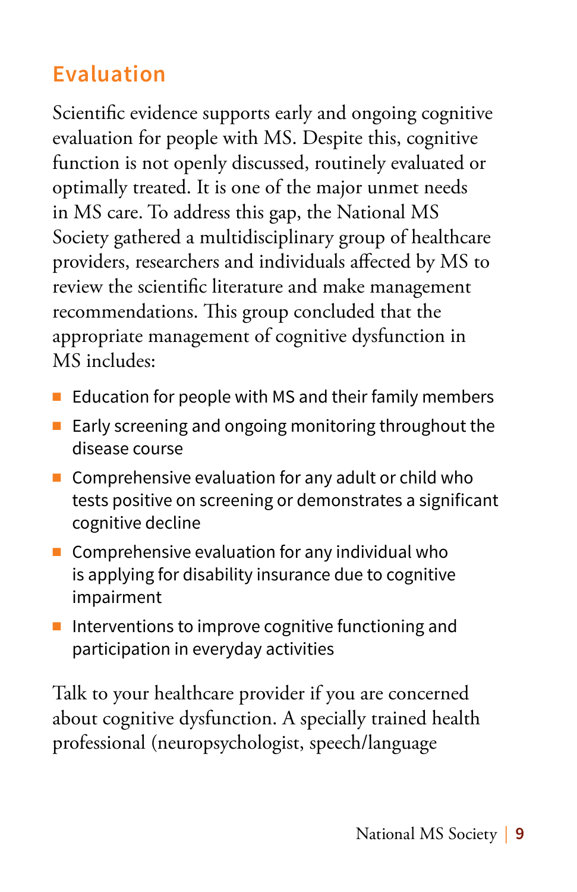## Evaluation

Scientific evidence supports early and ongoing cognitive evaluation for people with MS. Despite this, cognitive function is not openly discussed, routinely evaluated or optimally treated. It is one of the major unmet needs in MS care. To address this gap, the National MS Society gathered a multidisciplinary group of healthcare providers, researchers and individuals affected by MS to review the scientific literature and make management recommendations. This group concluded that the appropriate management of cognitive dysfunction in MS includes:

- Education for people with MS and their family members
- Early screening and ongoing monitoring throughout the disease course
- Comprehensive evaluation for any adult or child who tests positive on screening or demonstrates a significant cognitive decline
- Comprehensive evaluation for any individual who is applying for disability insurance due to cognitive impairment
- Interventions to improve cognitive functioning and participation in everyday activities

Talk to your healthcare provider if you are concerned about cognitive dysfunction. A specially trained health professional (neuropsychologist, speech/language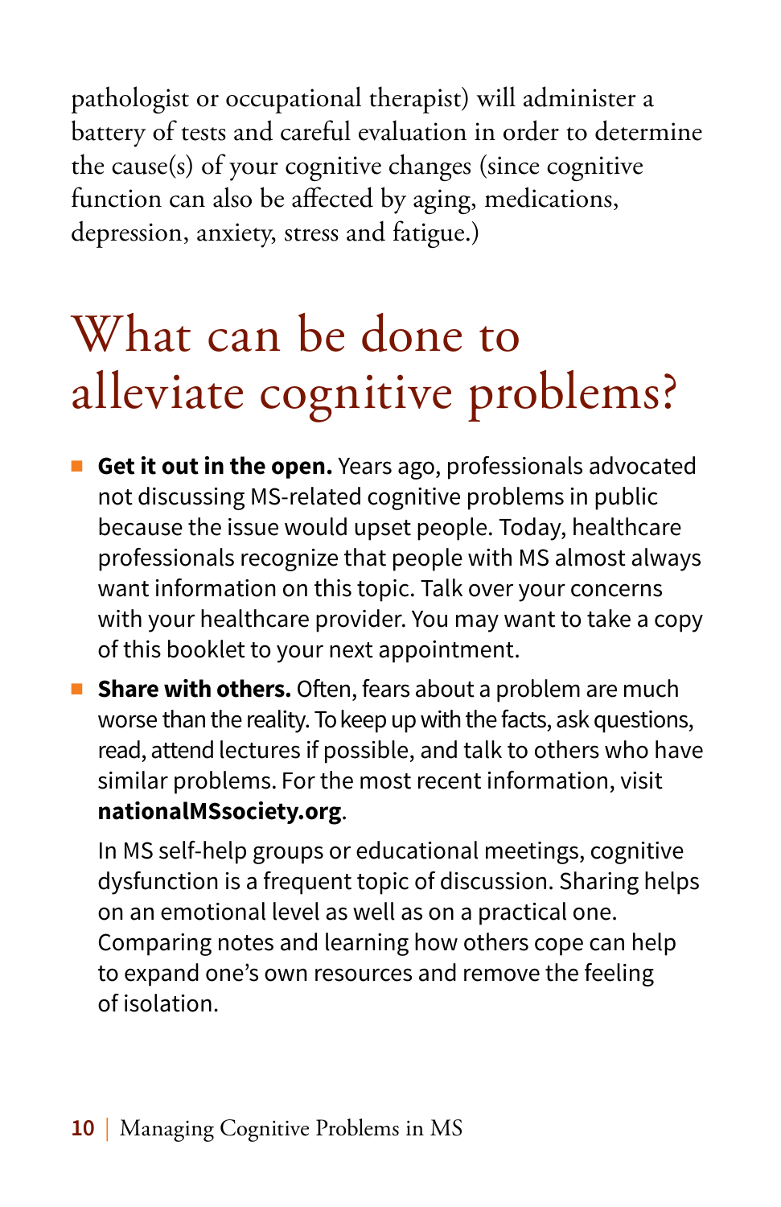pathologist or occupational therapist) will administer a battery of tests and careful evaluation in order to determine the cause(s) of your cognitive changes (since cognitive function can also be affected by aging, medications, depression, anxiety, stress and fatigue.)

# What can be done to alleviate cognitive problems?

- **Get it out in the open.** Years ago, professionals advocated not discussing MS-related cognitive problems in public because the issue would upset people. Today, healthcare professionals recognize that people with MS almost always want information on this topic. Talk over your concerns with your healthcare provider. You may want to take a copy of this booklet to your next appointment.
- **Share with others.** Often, fears about a problem are much worse than the reality. To keep up with the facts, ask questions, read, attend lectures if possible, and talk to others who have similar problems. For the most recent information, visit **nationalMSsociety.org**.

  In MS self-help groups or educational meetings, cognitive dysfunction is a frequent topic of discussion. Sharing helps on an emotional level as well as on a practical one. Comparing notes and learning how others cope can help to expand one's own resources and remove the feeling of isolation.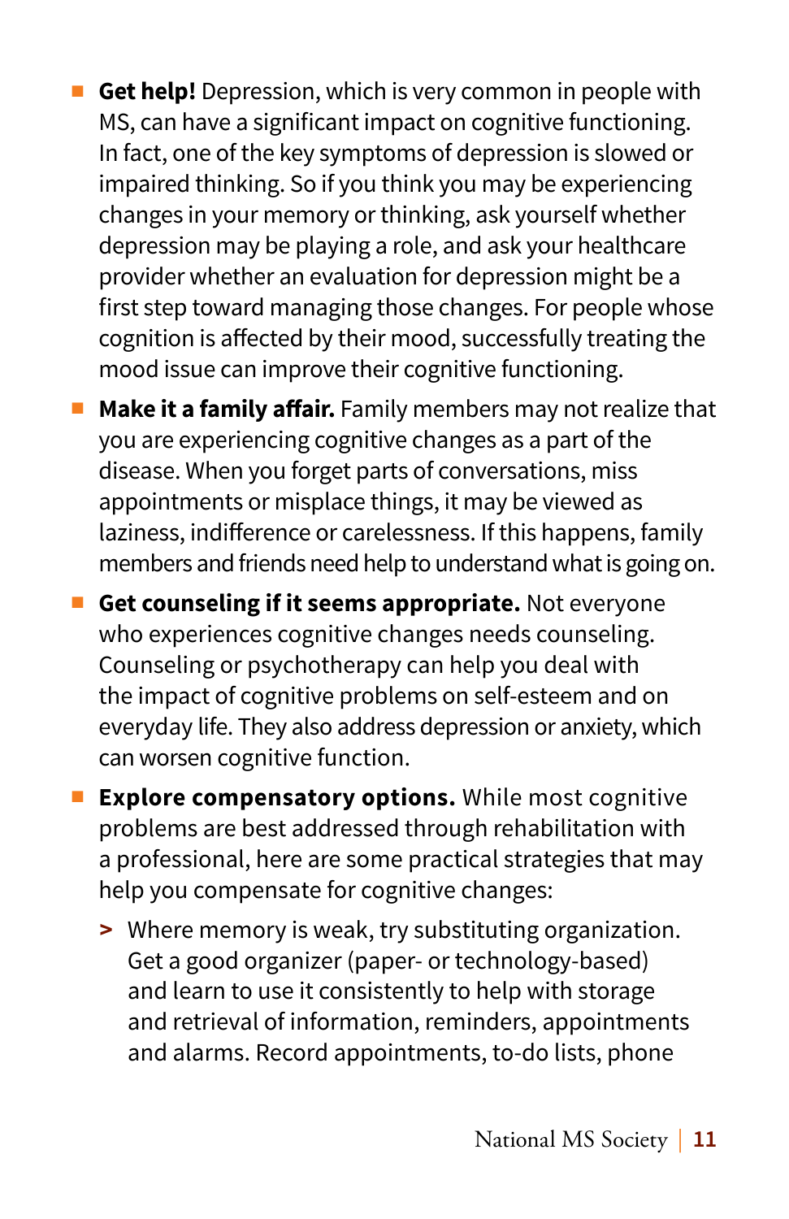- **Get help!** Depression, which is very common in people with MS, can have a significant impact on cognitive functioning. In fact, one of the key symptoms of depression is slowed or impaired thinking. So if you think you may be experiencing changes in your memory or thinking, ask yourself whether depression may be playing a role, and ask your healthcare provider whether an evaluation for depression might be a first step toward managing those changes. For people whose cognition is affected by their mood, successfully treating the mood issue can improve their cognitive functioning.
- **Make it a family affair.** Family members may not realize that you are experiencing cognitive changes as a part of the disease. When you forget parts of conversations, miss appointments or misplace things, it may be viewed as laziness, indifference or carelessness. If this happens, family members and friends need help to understand what is going on.
- **Get counseling if it seems appropriate.** Not everyone who experiences cognitive changes needs counseling. Counseling or psychotherapy can help you deal with the impact of cognitive problems on self-esteem and on everyday life. They also address depression or anxiety, which can worsen cognitive function.
- **Explore compensatory options.** While most cognitive problems are best addressed through rehabilitation with a professional, here are some practical strategies that may help you compensate for cognitive changes:
  - Where memory is weak, try substituting organization. Get a good organizer (paper- or technology-based) and learn to use it consistently to help with storage and retrieval of information, reminders, appointments and alarms. Record appointments, to-do lists, phone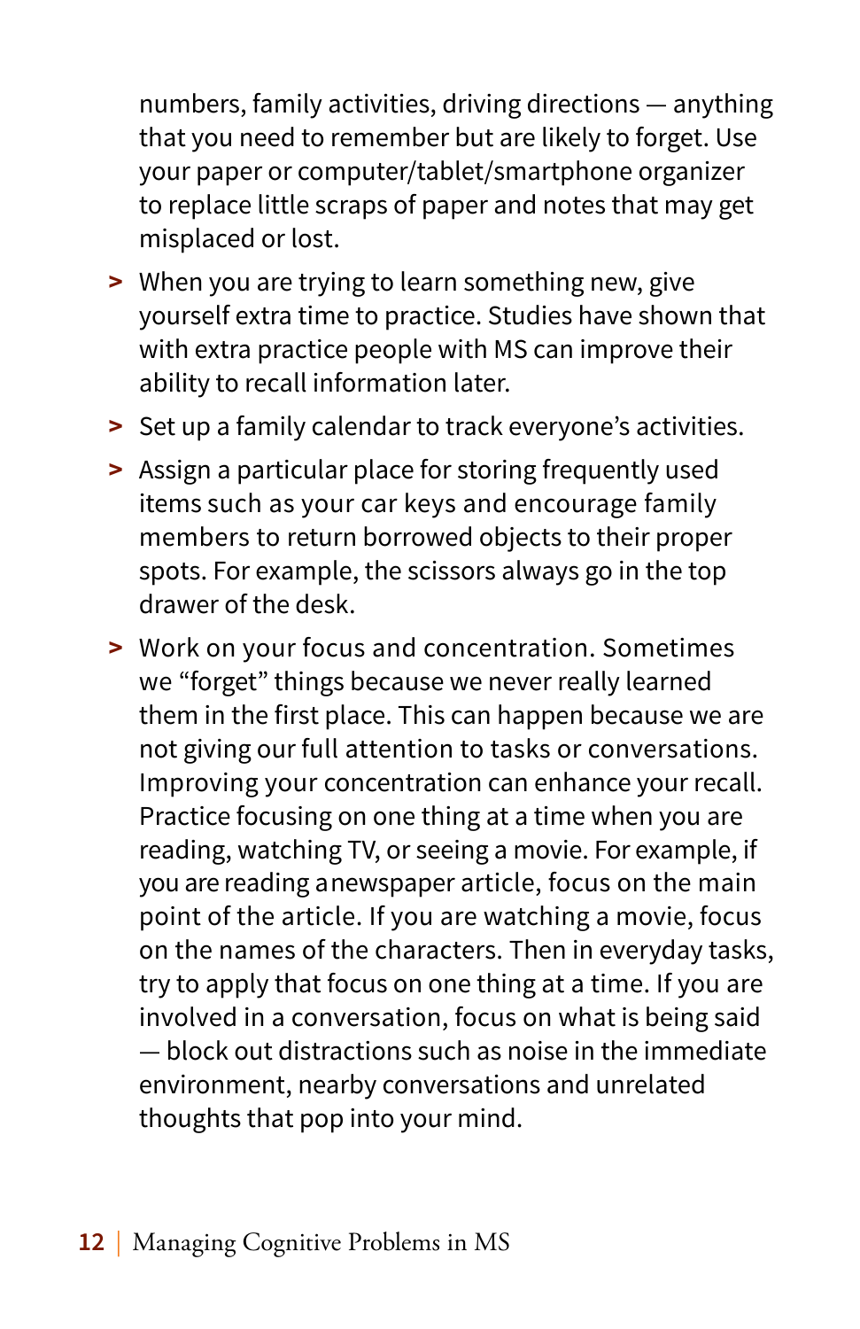numbers, family activities, driving directions — anything that you need to remember but are likely to forget. Use your paper or computer/tablet/smartphone organizer to replace little scraps of paper and notes that may get misplaced or lost.

- When you are trying to learn something new, give yourself extra time to practice. Studies have shown that with extra practice people with MS can improve their ability to recall information later.
- Set up a family calendar to track everyone's activities.
- Assign a particular place for storing frequently used items such as your car keys and encourage family members to return borrowed objects to their proper spots. For example, the scissors always go in the top drawer of the desk.
- Work on your focus and concentration. Sometimes we "forget" things because we never really learned them in the first place. This can happen because we are not giving our full attention to tasks or conversations. Improving your concentration can enhance your recall. Practice focusing on one thing at a time when you are reading, watching TV, or seeing a movie. For example, if you are reading a newspaper article, focus on the main point of the article. If you are watching a movie, focus on the names of the characters. Then in everyday tasks, try to apply that focus on one thing at a time. If you are involved in a conversation, focus on what is being said — block out distractions such as noise in the immediate environment, nearby conversations and unrelated thoughts that pop into your mind.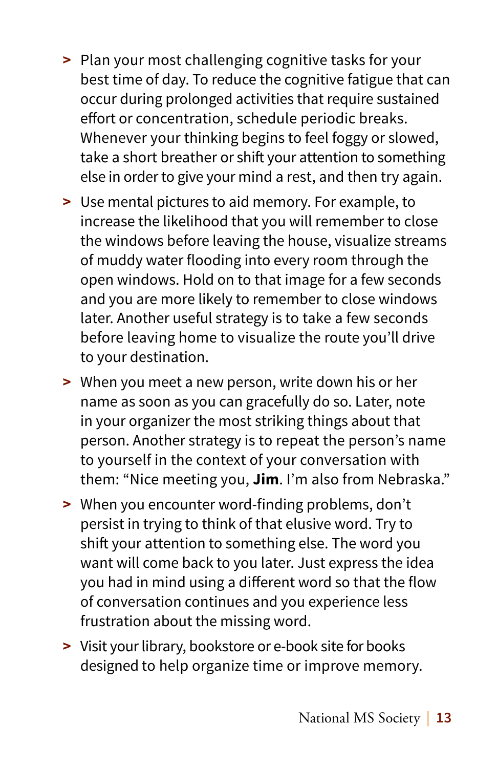- Plan your most challenging cognitive tasks for your best time of day. To reduce the cognitive fatigue that can occur during prolonged activities that require sustained effort or concentration, schedule periodic breaks. Whenever your thinking begins to feel foggy or slowed, take a short breather or shift your attention to something else in order to give your mind a rest, and then try again.
- Use mental pictures to aid memory. For example, to increase the likelihood that you will remember to close the windows before leaving the house, visualize streams of muddy water flooding into every room through the open windows. Hold on to that image for a few seconds and you are more likely to remember to close windows later. Another useful strategy is to take a few seconds before leaving home to visualize the route you'll drive to your destination.
- When you meet a new person, write down his or her name as soon as you can gracefully do so. Later, note in your organizer the most striking things about that person. Another strategy is to repeat the person's name to yourself in the context of your conversation with them: "Nice meeting you, **Jim**. I'm also from Nebraska."
- When you encounter word-finding problems, don't persist in trying to think of that elusive word. Try to shift your attention to something else. The word you want will come back to you later. Just express the idea you had in mind using a different word so that the flow of conversation continues and you experience less frustration about the missing word.
- Visit your library, bookstore or e-book site for books designed to help organize time or improve memory.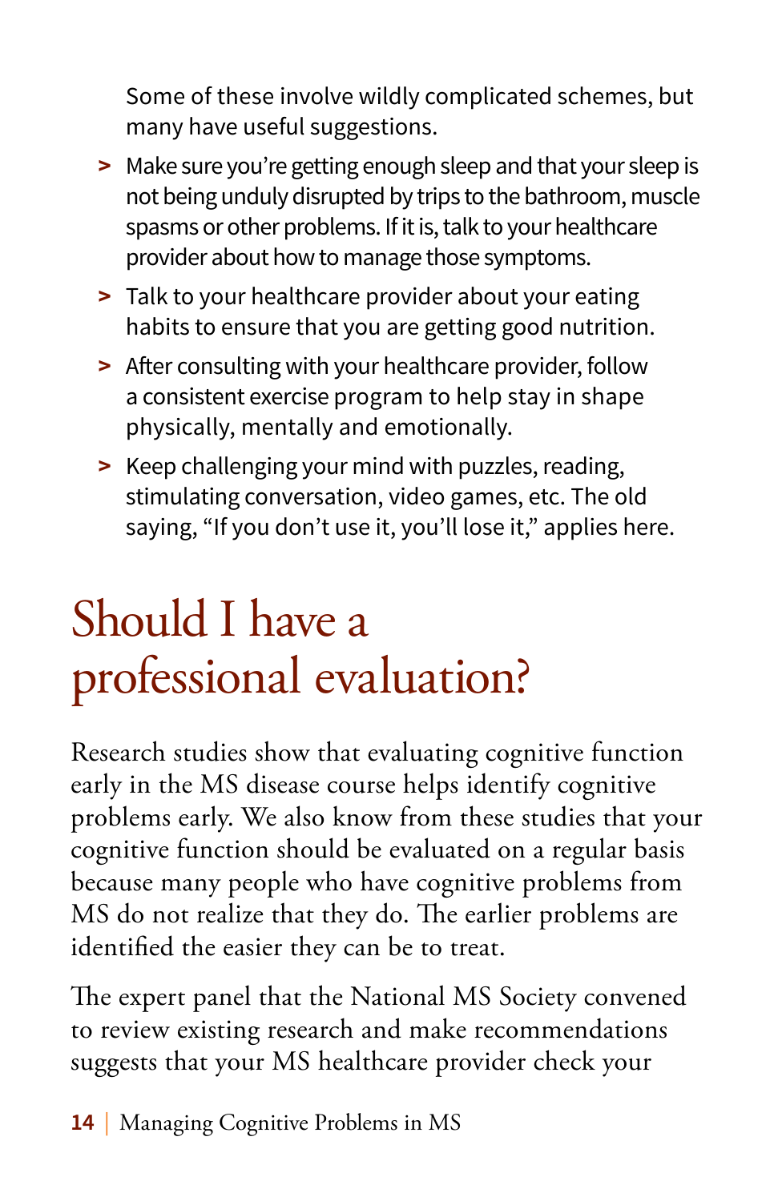Some of these involve wildly complicated schemes, but many have useful suggestions.

- Make sure you're getting enough sleep and that your sleep is not being unduly disrupted by trips to the bathroom, muscle spasms or other problems. If it is, talk to your healthcare provider about how to manage those symptoms.
- Talk to your healthcare provider about your eating habits to ensure that you are getting good nutrition.
- After consulting with your healthcare provider, follow a consistent exercise program to help stay in shape physically, mentally and emotionally.
- Keep challenging your mind with puzzles, reading, stimulating conversation, video games, etc. The old saying, "If you don't use it, you'll lose it," applies here.

# Should I have a professional evaluation?

Research studies show that evaluating cognitive function early in the MS disease course helps identify cognitive problems early. We also know from these studies that your cognitive function should be evaluated on a regular basis because many people who have cognitive problems from MS do not realize that they do. The earlier problems are identified the easier they can be to treat.

The expert panel that the National MS Society convened to review existing research and make recommendations suggests that your MS healthcare provider check your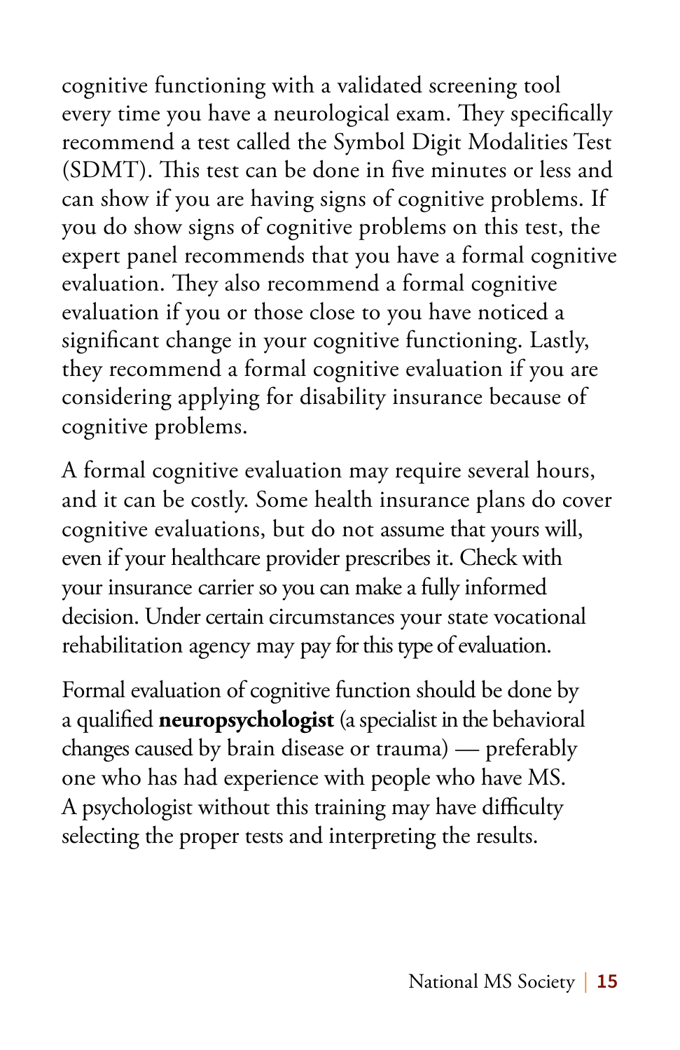cognitive functioning with a validated screening tool every time you have a neurological exam. They specifically recommend a test called the Symbol Digit Modalities Test (SDMT). This test can be done in five minutes or less and can show if you are having signs of cognitive problems. If you do show signs of cognitive problems on this test, the expert panel recommends that you have a formal cognitive evaluation. They also recommend a formal cognitive evaluation if you or those close to you have noticed a significant change in your cognitive functioning. Lastly, they recommend a formal cognitive evaluation if you are considering applying for disability insurance because of cognitive problems.

A formal cognitive evaluation may require several hours, and it can be costly. Some health insurance plans do cover cognitive evaluations, but do not assume that yours will, even if your healthcare provider prescribes it. Check with your insurance carrier so you can make a fully informed decision. Under certain circumstances your state vocational rehabilitation agency may pay for this type of evaluation.

Formal evaluation of cognitive function should be done by a qualified **neuropsychologist** (a specialist in the behavioral changes caused by brain disease or trauma) — preferably one who has had experience with people who have MS. A psychologist without this training may have difficulty selecting the proper tests and interpreting the results.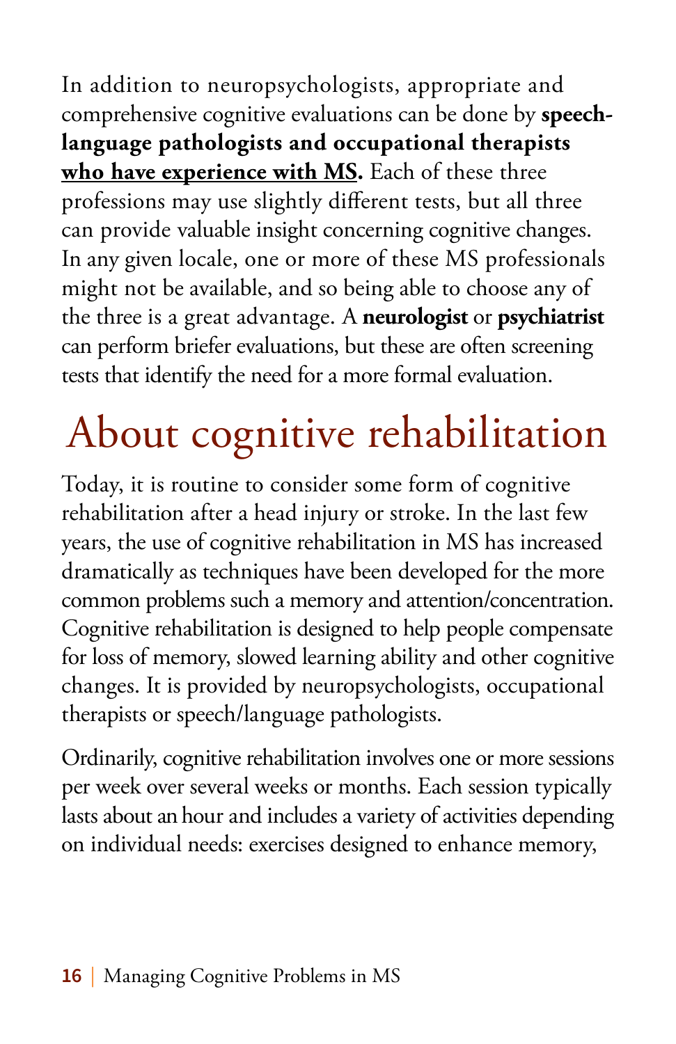In addition to neuropsychologists, appropriate and comprehensive cognitive evaluations can be done by **speech-language pathologists and occupational therapists <u>who have experience with MS</u>.** Each of these three professions may use slightly different tests, but all three can provide valuable insight concerning cognitive changes. In any given locale, one or more of these MS professionals might not be available, and so being able to choose any of the three is a great advantage. A **neurologist** or **psychiatrist** can perform briefer evaluations, but these are often screening tests that identify the need for a more formal evaluation.

# About cognitive rehabilitation

Today, it is routine to consider some form of cognitive rehabilitation after a head injury or stroke. In the last few years, the use of cognitive rehabilitation in MS has increased dramatically as techniques have been developed for the more common problems such a memory and attention/concentration. Cognitive rehabilitation is designed to help people compensate for loss of memory, slowed learning ability and other cognitive changes. It is provided by neuropsychologists, occupational therapists or speech/language pathologists.

Ordinarily, cognitive rehabilitation involves one or more sessions per week over several weeks or months. Each session typically lasts about an hour and includes a variety of activities depending on individual needs: exercises designed to enhance memory,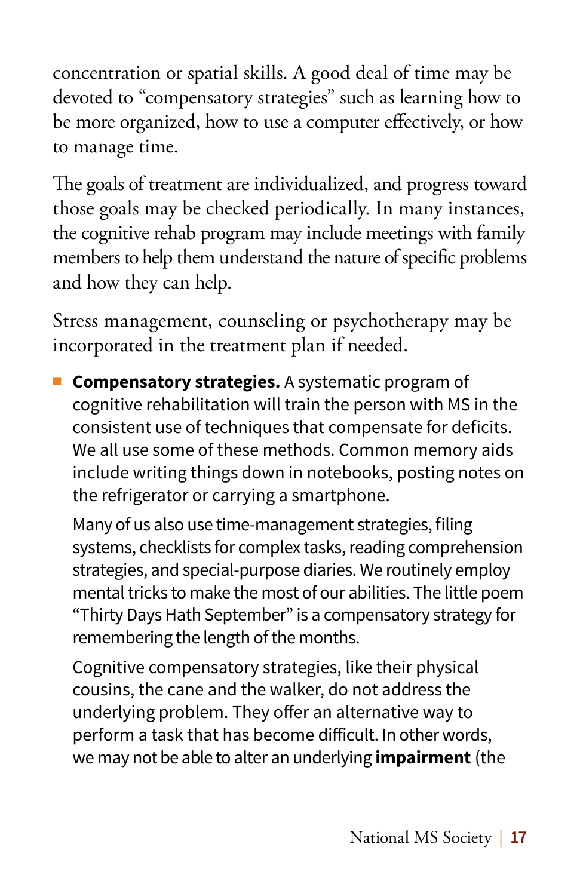concentration or spatial skills. A good deal of time may be devoted to "compensatory strategies" such as learning how to be more organized, how to use a computer effectively, or how to manage time.

The goals of treatment are individualized, and progress toward those goals may be checked periodically. In many instances, the cognitive rehab program may include meetings with family members to help them understand the nature of specific problems and how they can help.

Stress management, counseling or psychotherapy may be incorporated in the treatment plan if needed.

- **Compensatory strategies.** A systematic program of cognitive rehabilitation will train the person with MS in the consistent use of techniques that compensate for deficits. We all use some of these methods. Common memory aids include writing things down in notebooks, posting notes on the refrigerator or carrying a smartphone.

  Many of us also use time-management strategies, filing systems, checklists for complex tasks, reading comprehension strategies, and special-purpose diaries. We routinely employ mental tricks to make the most of our abilities. The little poem "Thirty Days Hath September" is a compensatory strategy for remembering the length of the months.

  Cognitive compensatory strategies, like their physical cousins, the cane and the walker, do not address the underlying problem. They offer an alternative way to perform a task that has become difficult. In other words, we may not be able to alter an underlying **impairment** (the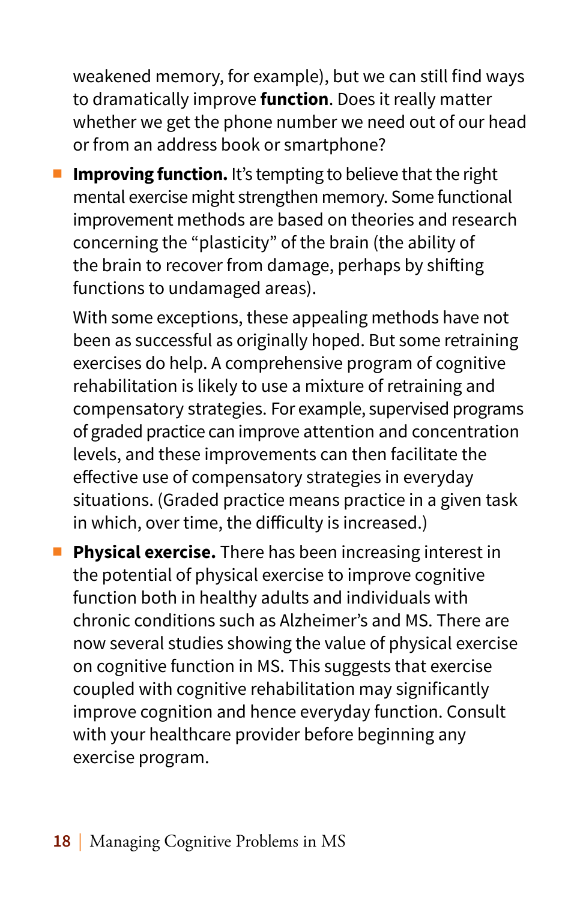weakened memory, for example), but we can still find ways to dramatically improve **function**. Does it really matter whether we get the phone number we need out of our head or from an address book or smartphone?

- **Improving function.** It's tempting to believe that the right mental exercise might strengthen memory. Some functional improvement methods are based on theories and research concerning the "plasticity" of the brain (the ability of the brain to recover from damage, perhaps by shifting functions to undamaged areas).

  With some exceptions, these appealing methods have not been as successful as originally hoped. But some retraining exercises do help. A comprehensive program of cognitive rehabilitation is likely to use a mixture of retraining and compensatory strategies. For example, supervised programs of graded practice can improve attention and concentration levels, and these improvements can then facilitate the effective use of compensatory strategies in everyday situations. (Graded practice means practice in a given task in which, over time, the difficulty is increased.)

- **Physical exercise.** There has been increasing interest in the potential of physical exercise to improve cognitive function both in healthy adults and individuals with chronic conditions such as Alzheimer's and MS. There are now several studies showing the value of physical exercise on cognitive function in MS. This suggests that exercise coupled with cognitive rehabilitation may significantly improve cognition and hence everyday function. Consult with your healthcare provider before beginning any exercise program.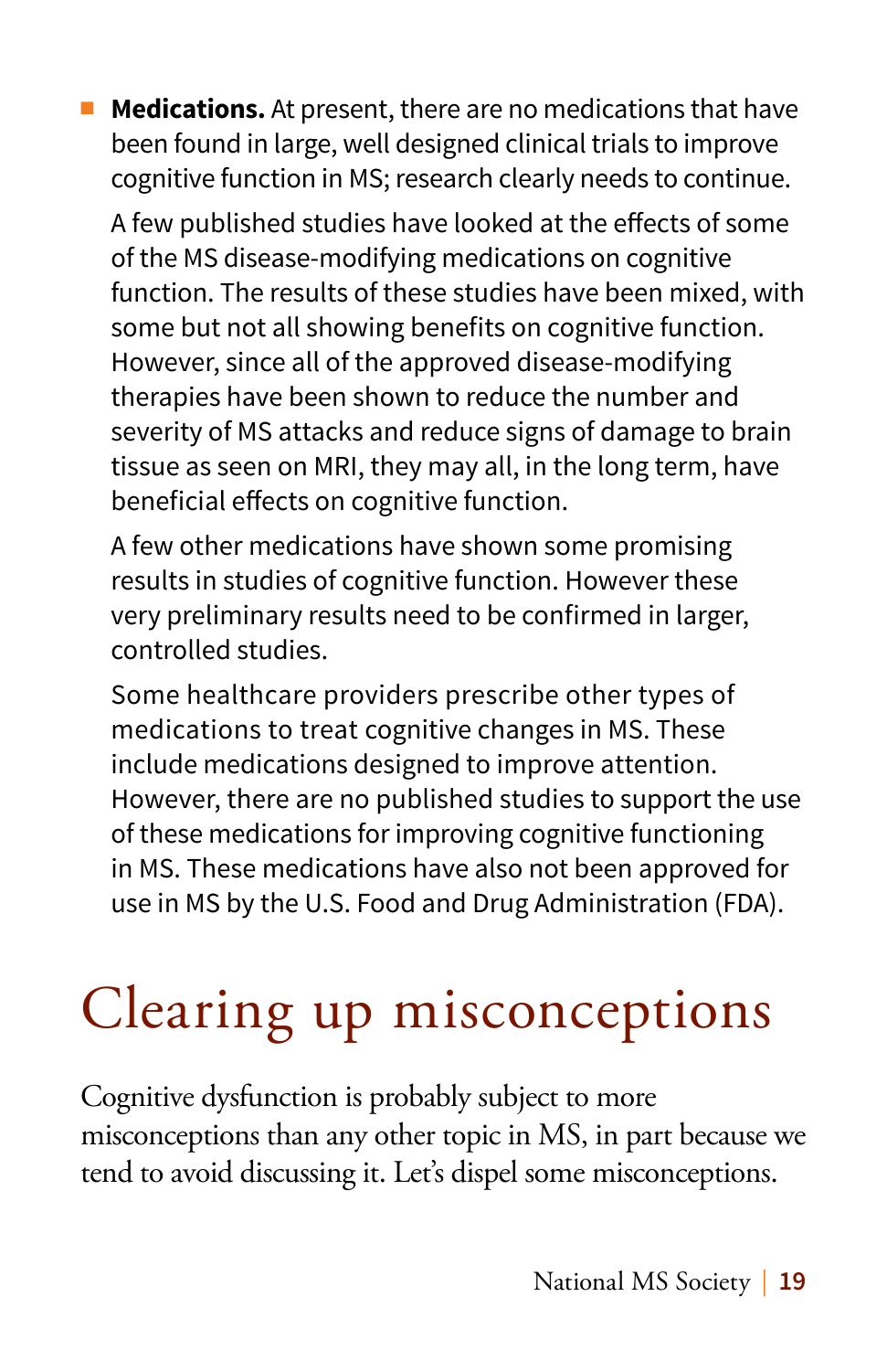- **Medications.** At present, there are no medications that have been found in large, well designed clinical trials to improve cognitive function in MS; research clearly needs to continue.

  A few published studies have looked at the effects of some of the MS disease-modifying medications on cognitive function. The results of these studies have been mixed, with some but not all showing benefits on cognitive function. However, since all of the approved disease-modifying therapies have been shown to reduce the number and severity of MS attacks and reduce signs of damage to brain tissue as seen on MRI, they may all, in the long term, have beneficial effects on cognitive function.

  A few other medications have shown some promising results in studies of cognitive function. However these very preliminary results need to be confirmed in larger, controlled studies.

  Some healthcare providers prescribe other types of medications to treat cognitive changes in MS. These include medications designed to improve attention. However, there are no published studies to support the use of these medications for improving cognitive functioning in MS. These medications have also not been approved for use in MS by the U.S. Food and Drug Administration (FDA).

# Clearing up misconceptions

Cognitive dysfunction is probably subject to more misconceptions than any other topic in MS, in part because we tend to avoid discussing it. Let's dispel some misconceptions.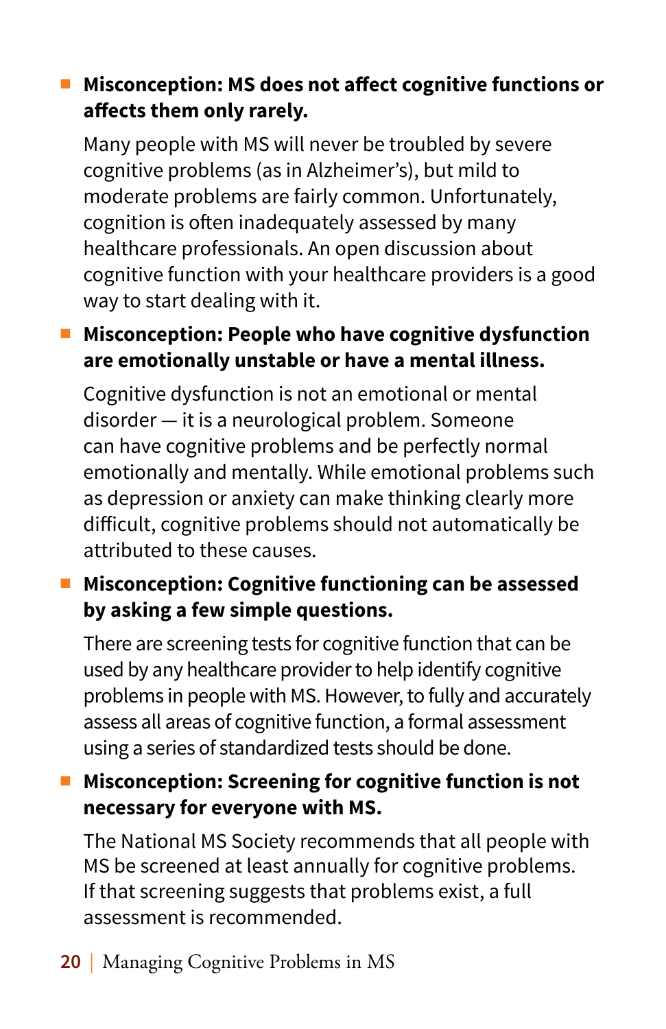- **Misconception: MS does not affect cognitive functions or affects them only rarely.**

  Many people with MS will never be troubled by severe cognitive problems (as in Alzheimer's), but mild to moderate problems are fairly common. Unfortunately, cognition is often inadequately assessed by many healthcare professionals. An open discussion about cognitive function with your healthcare providers is a good way to start dealing with it.

- **Misconception: People who have cognitive dysfunction are emotionally unstable or have a mental illness.**

  Cognitive dysfunction is not an emotional or mental disorder — it is a neurological problem. Someone can have cognitive problems and be perfectly normal emotionally and mentally. While emotional problems such as depression or anxiety can make thinking clearly more difficult, cognitive problems should not automatically be attributed to these causes.

- **Misconception: Cognitive functioning can be assessed by asking a few simple questions.**

  There are screening tests for cognitive function that can be used by any healthcare provider to help identify cognitive problems in people with MS. However, to fully and accurately assess all areas of cognitive function, a formal assessment using a series of standardized tests should be done.

- **Misconception: Screening for cognitive function is not necessary for everyone with MS.**

  The National MS Society recommends that all people with MS be screened at least annually for cognitive problems. If that screening suggests that problems exist, a full assessment is recommended.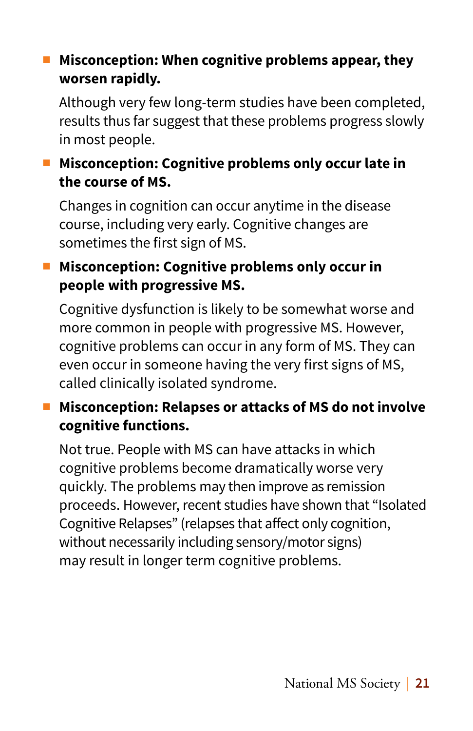- **Misconception: When cognitive problems appear, they worsen rapidly.**

  Although very few long-term studies have been completed, results thus far suggest that these problems progress slowly in most people.

- **Misconception: Cognitive problems only occur late in the course of MS.**

  Changes in cognition can occur anytime in the disease course, including very early. Cognitive changes are sometimes the first sign of MS.

- **Misconception: Cognitive problems only occur in people with progressive MS.**

  Cognitive dysfunction is likely to be somewhat worse and more common in people with progressive MS. However, cognitive problems can occur in any form of MS. They can even occur in someone having the very first signs of MS, called clinically isolated syndrome.

- **Misconception: Relapses or attacks of MS do not involve cognitive functions.**

  Not true. People with MS can have attacks in which cognitive problems become dramatically worse very quickly. The problems may then improve as remission proceeds. However, recent studies have shown that "Isolated Cognitive Relapses" (relapses that affect only cognition, without necessarily including sensory/motor signs) may result in longer term cognitive problems.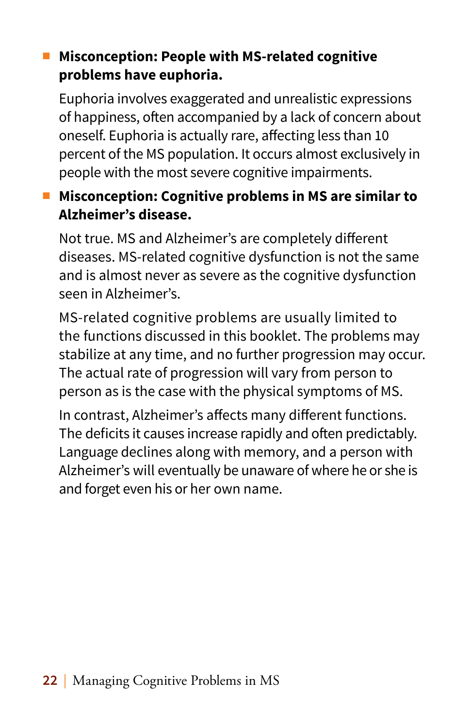- **Misconception: People with MS-related cognitive problems have euphoria.**

  Euphoria involves exaggerated and unrealistic expressions of happiness, often accompanied by a lack of concern about oneself. Euphoria is actually rare, affecting less than 10 percent of the MS population. It occurs almost exclusively in people with the most severe cognitive impairments.

- **Misconception: Cognitive problems in MS are similar to Alzheimer's disease.**

  Not true. MS and Alzheimer's are completely different diseases. MS-related cognitive dysfunction is not the same and is almost never as severe as the cognitive dysfunction seen in Alzheimer's.

  MS-related cognitive problems are usually limited to the functions discussed in this booklet. The problems may stabilize at any time, and no further progression may occur. The actual rate of progression will vary from person to person as is the case with the physical symptoms of MS.

  In contrast, Alzheimer's affects many different functions. The deficits it causes increase rapidly and often predictably. Language declines along with memory, and a person with Alzheimer's will eventually be unaware of where he or she is and forget even his or her own name.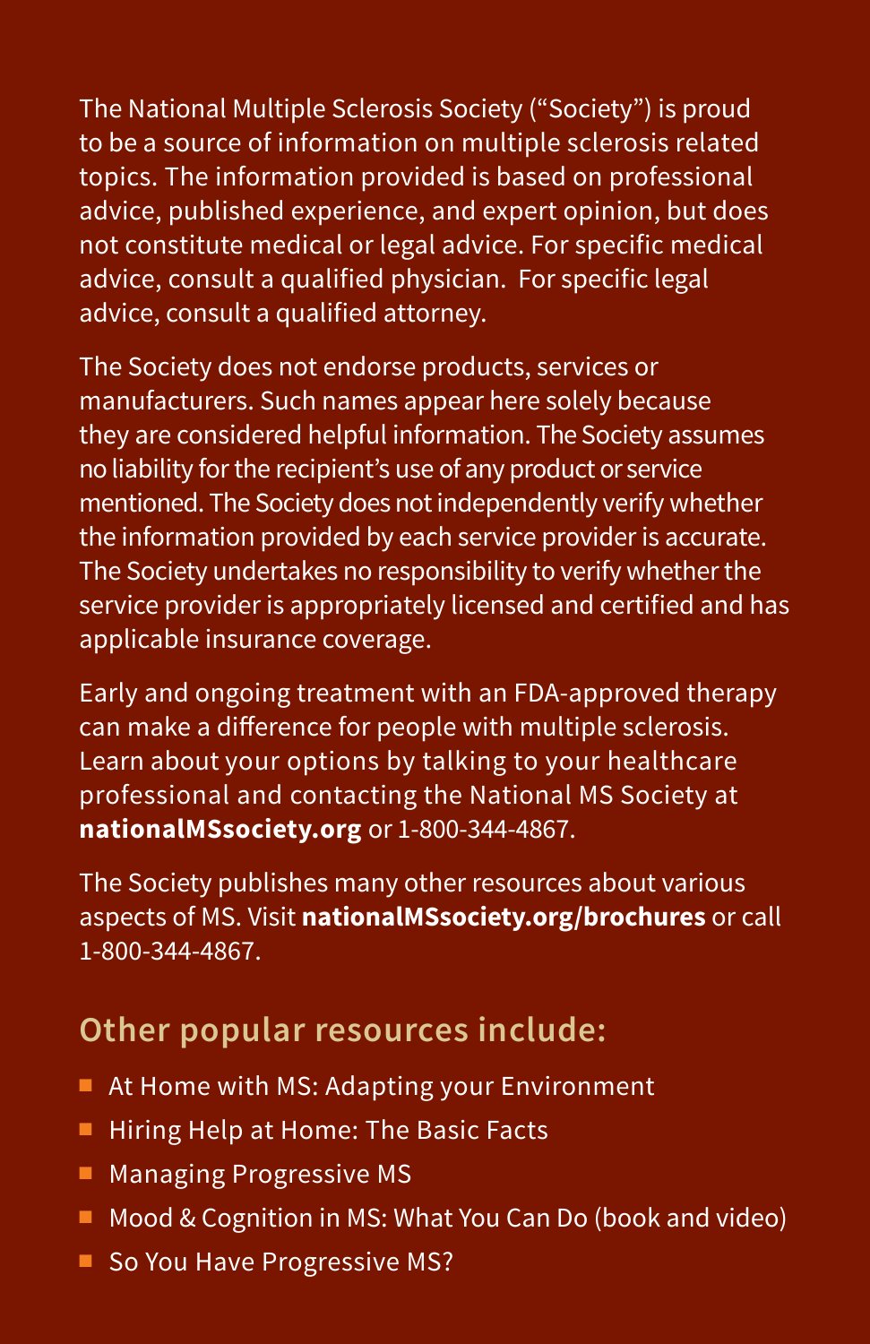The National Multiple Sclerosis Society ("Society") is proud to be a source of information on multiple sclerosis related topics. The information provided is based on professional advice, published experience, and expert opinion, but does not constitute medical or legal advice. For specific medical advice, consult a qualified physician. For specific legal advice, consult a qualified attorney.

The Society does not endorse products, services or manufacturers. Such names appear here solely because they are considered helpful information. The Society assumes no liability for the recipient's use of any product or service mentioned. The Society does not independently verify whether the information provided by each service provider is accurate. The Society undertakes no responsibility to verify whether the service provider is appropriately licensed and certified and has applicable insurance coverage.

Early and ongoing treatment with an FDA-approved therapy can make a difference for people with multiple sclerosis. Learn about your options by talking to your healthcare professional and contacting the National MS Society at **nationalMSsociety.org** or 1-800-344-4867.

The Society publishes many other resources about various aspects of MS. Visit **nationalMSsociety.org/brochures** or call 1-800-344-4867.

## Other popular resources include:

- At Home with MS: Adapting your Environment
- Hiring Help at Home: The Basic Facts
- Managing Progressive MS
- Mood & Cognition in MS: What You Can Do (book and video)
- So You Have Progressive MS?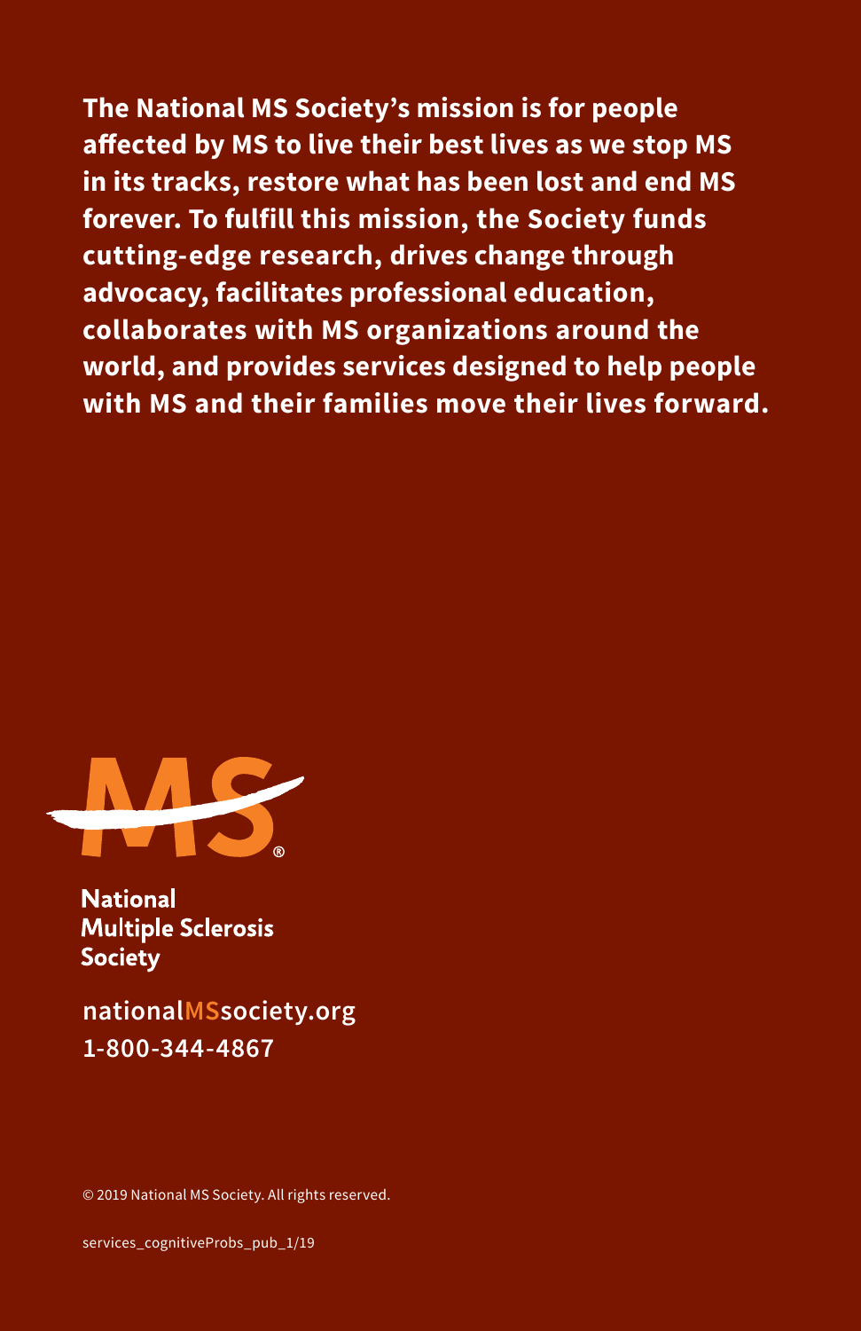**The National MS Society's mission is for people affected by MS to live their best lives as we stop MS in its tracks, restore what has been lost and end MS forever. To fulfill this mission, the Society funds cutting-edge research, drives change through advocacy, facilitates professional education, collaborates with MS organizations around the world, and provides services designed to help people with MS and their families move their lives forward.**

National
Multiple Sclerosis
Society

nationalMSsociety.org
1-800-344-4867

© 2019 National MS Society. All rights reserved.

services_cognitiveProbs_pub_1/19